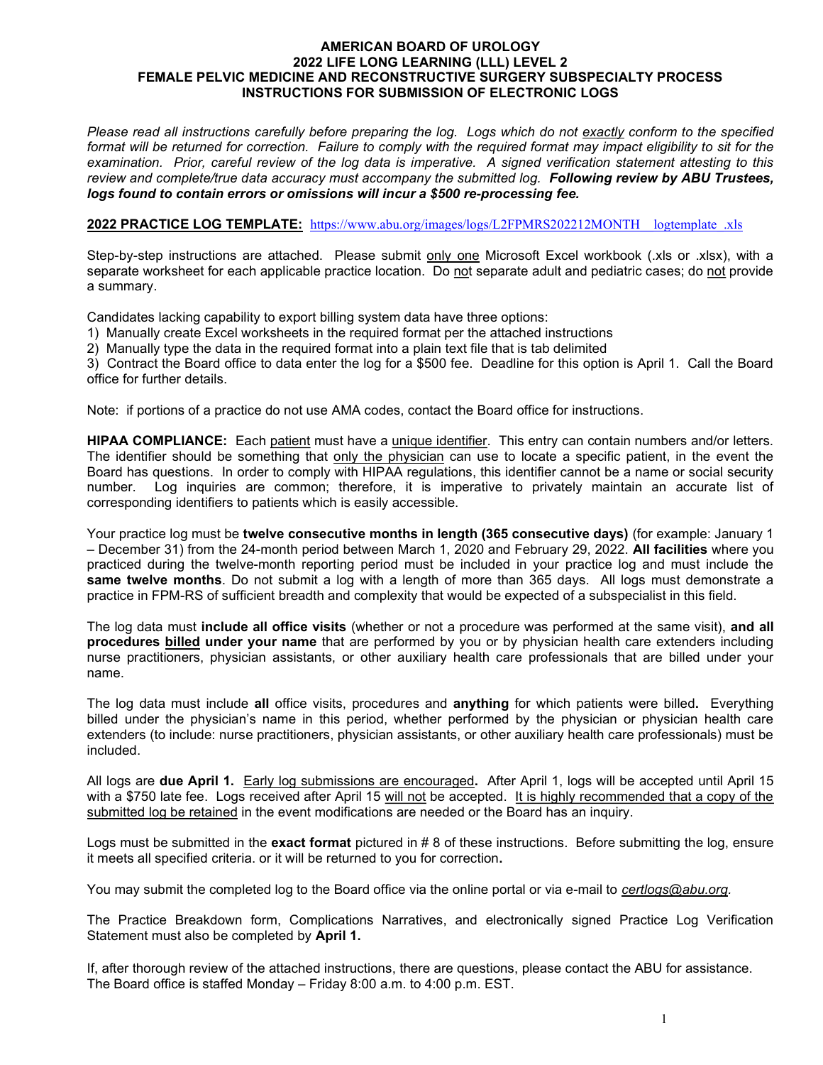# AMERICAN BOARD OF UROLOGY
# 2022 LIFE LONG LEARNING (LLL) LEVEL 2
# FEMALE PELVIC MEDICINE AND RECONSTRUCTIVE SURGERY SUBSPECIALTY PROCESS
# INSTRUCTIONS FOR SUBMISSION OF ELECTRONIC LOGS

*Please read all instructions carefully before preparing the log. Logs which do not exactly conform to the specified format will be returned for correction. Failure to comply with the required format may impact eligibility to sit for the examination. Prior, careful review of the log data is imperative. A signed verification statement attesting to this review and complete/true data accuracy must accompany the submitted log.* ***Following review by ABU Trustees, logs found to contain errors or omissions will incur a $500 re-processing fee.***

**2022 PRACTICE LOG TEMPLATE:** https://www.abu.org/images/logs/L2FPMRS202212MONTH logtemplate .xls

Step-by-step instructions are attached. Please submit only one Microsoft Excel workbook (.xls or .xlsx), with a separate worksheet for each applicable practice location. Do not separate adult and pediatric cases; do not provide a summary.

Candidates lacking capability to export billing system data have three options:
1) Manually create Excel worksheets in the required format per the attached instructions
2) Manually type the data in the required format into a plain text file that is tab delimited
3) Contract the Board office to data enter the log for a $500 fee. Deadline for this option is April 1. Call the Board office for further details.

Note: if portions of a practice do not use AMA codes, contact the Board office for instructions.

**HIPAA COMPLIANCE:** Each patient must have a unique identifier. This entry can contain numbers and/or letters. The identifier should be something that only the physician can use to locate a specific patient, in the event the Board has questions. In order to comply with HIPAA regulations, this identifier cannot be a name or social security number. Log inquiries are common; therefore, it is imperative to privately maintain an accurate list of corresponding identifiers to patients which is easily accessible.

Your practice log must be **twelve consecutive months in length (365 consecutive days)** (for example: January 1 – December 31) from the 24-month period between March 1, 2020 and February 29, 2022. **All facilities** where you practiced during the twelve-month reporting period must be included in your practice log and must include the **same twelve months**. Do not submit a log with a length of more than 365 days. All logs must demonstrate a practice in FPM-RS of sufficient breadth and complexity that would be expected of a subspecialist in this field.

The log data must **include all office visits** (whether or not a procedure was performed at the same visit), **and all procedures billed under your name** that are performed by you or by physician health care extenders including nurse practitioners, physician assistants, or other auxiliary health care professionals that are billed under your name.

The log data must include **all** office visits, procedures and **anything** for which patients were billed**.** Everything billed under the physician's name in this period, whether performed by the physician or physician health care extenders (to include: nurse practitioners, physician assistants, or other auxiliary health care professionals) must be included.

All logs are **due April 1.** Early log submissions are encouraged**.** After April 1, logs will be accepted until April 15 with a $750 late fee. Logs received after April 15 will not be accepted. It is highly recommended that a copy of the submitted log be retained in the event modifications are needed or the Board has an inquiry.

Logs must be submitted in the **exact format** pictured in # 8 of these instructions. Before submitting the log, ensure it meets all specified criteria. or it will be returned to you for correction**.**

You may submit the completed log to the Board office via the online portal or via e-mail to *certlogs@abu.org*.

The Practice Breakdown form, Complications Narratives, and electronically signed Practice Log Verification Statement must also be completed by **April 1.**

If, after thorough review of the attached instructions, there are questions, please contact the ABU for assistance. The Board office is staffed Monday – Friday 8:00 a.m. to 4:00 p.m. EST.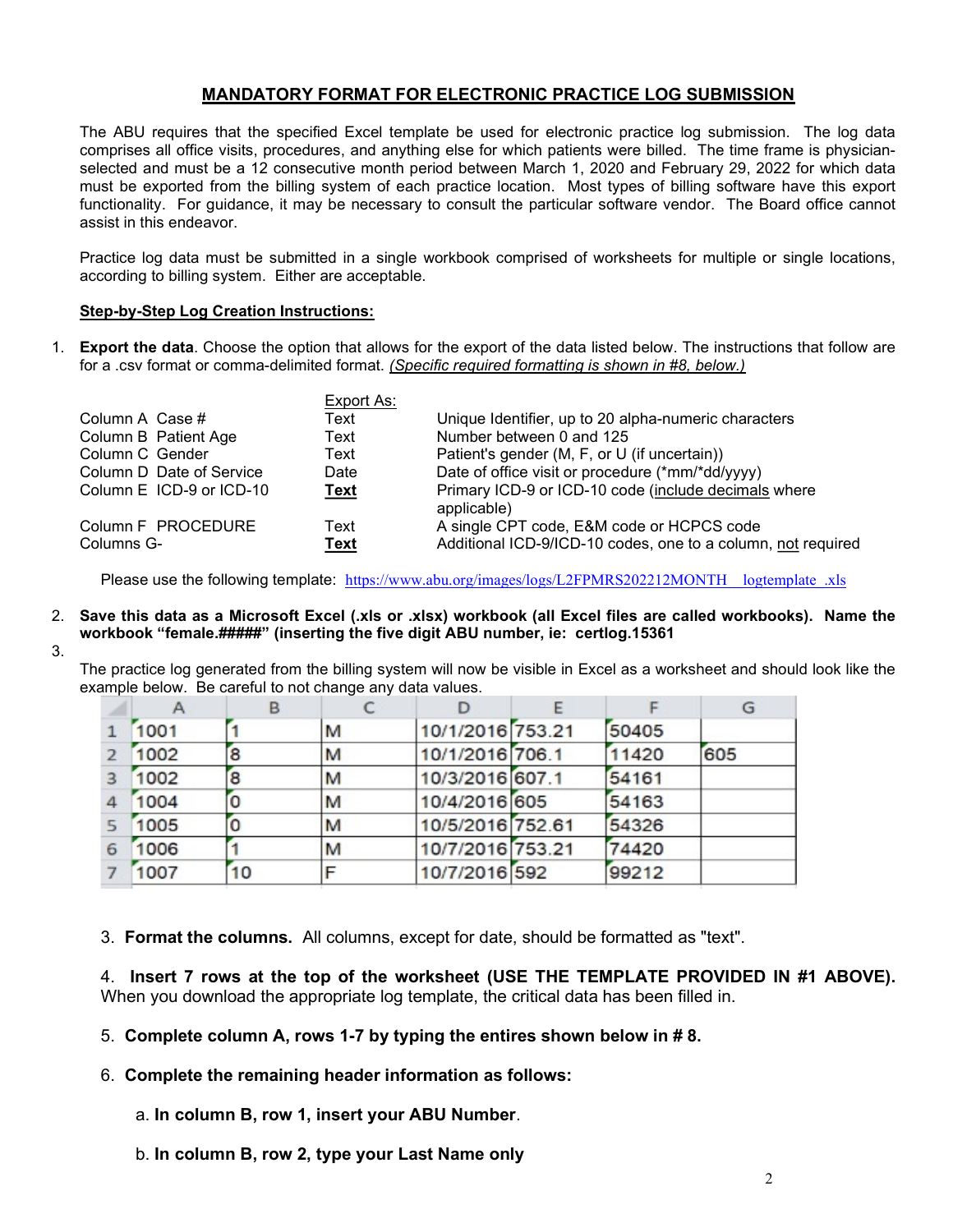## MANDATORY FORMAT FOR ELECTRONIC PRACTICE LOG SUBMISSION

The ABU requires that the specified Excel template be used for electronic practice log submission. The log data comprises all office visits, procedures, and anything else for which patients were billed. The time frame is physician-selected and must be a 12 consecutive month period between March 1, 2020 and February 29, 2022 for which data must be exported from the billing system of each practice location. Most types of billing software have this export functionality. For guidance, it may be necessary to consult the particular software vendor. The Board office cannot assist in this endeavor.

Practice log data must be submitted in a single workbook comprised of worksheets for multiple or single locations, according to billing system. Either are acceptable.

**Step-by-Step Log Creation Instructions:**

1. **Export the data**. Choose the option that allows for the export of the data listed below. The instructions that follow are for a .csv format or comma-delimited format. *(Specific required formatting is shown in #8, below.)*

| | Export As: | |
|---|---|---|
| Column A Case # | Text | Unique Identifier, up to 20 alpha-numeric characters |
| Column B Patient Age | Text | Number between 0 and 125 |
| Column C Gender | Text | Patient's gender (M, F, or U (if uncertain)) |
| Column D Date of Service | Date | Date of office visit or procedure (*mm/*dd/yyyy) |
| Column E ICD-9 or ICD-10 | **Text** | Primary ICD-9 or ICD-10 code (include decimals where applicable) |
| Column F PROCEDURE | Text | A single CPT code, E&M code or HCPCS code |
| Columns G- | **Text** | Additional ICD-9/ICD-10 codes, one to a column, not required |

Please use the following template: https://www.abu.org/images/logs/L2FPMRS202212MONTH logtemplate .xls

2. **Save this data as a Microsoft Excel (.xls or .xlsx) workbook (all Excel files are called workbooks). Name the workbook "female.#####" (inserting the five digit ABU number, ie: certlog.15361**

3. The practice log generated from the billing system will now be visible in Excel as a worksheet and should look like the example below. Be careful to not change any data values.

| | A | B | C | D | E | F | G |
|---|---|---|---|---|---|---|---|
| 1 | 1001 | 1 | M | 10/1/2016 | 753.21 | 50405 | |
| 2 | 1002 | 8 | M | 10/1/2016 | 706.1 | 11420 | 605 |
| 3 | 1002 | 8 | M | 10/3/2016 | 607.1 | 54161 | |
| 4 | 1004 | 0 | M | 10/4/2016 | 605 | 54163 | |
| 5 | 1005 | 0 | M | 10/5/2016 | 752.61 | 54326 | |
| 6 | 1006 | 1 | M | 10/7/2016 | 753.21 | 74420 | |
| 7 | 1007 | 10 | F | 10/7/2016 | 592 | 99212 | |

3. **Format the columns.** All columns, except for date, should be formatted as "text".

4. **Insert 7 rows at the top of the worksheet (USE THE TEMPLATE PROVIDED IN #1 ABOVE).** When you download the appropriate log template, the critical data has been filled in.

5. **Complete column A, rows 1-7 by typing the entires shown below in # 8.**

6. **Complete the remaining header information as follows:**

   a. **In column B, row 1, insert your ABU Number**.

   b. **In column B, row 2, type your Last Name only**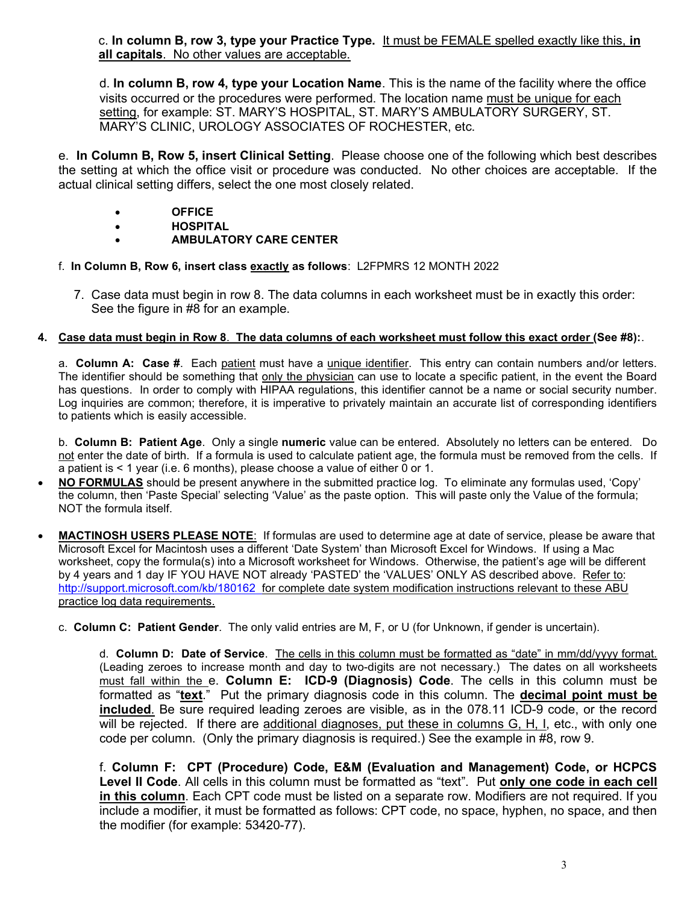c. **In column B, row 3, type your Practice Type.** It must be FEMALE spelled exactly like this, **in all capitals**. No other values are acceptable.

d. **In column B, row 4, type your Location Name**. This is the name of the facility where the office visits occurred or the procedures were performed. The location name must be unique for each setting, for example: ST. MARY'S HOSPITAL, ST. MARY'S AMBULATORY SURGERY, ST. MARY'S CLINIC, UROLOGY ASSOCIATES OF ROCHESTER, etc.

e. **In Column B, Row 5, insert Clinical Setting**. Please choose one of the following which best describes the setting at which the office visit or procedure was conducted. No other choices are acceptable. If the actual clinical setting differs, select the one most closely related.

- **OFFICE**
- **HOSPITAL**
- **AMBULATORY CARE CENTER**

f. **In Column B, Row 6, insert class exactly as follows**: L2FPMRS 12 MONTH 2022

7. Case data must begin in row 8. The data columns in each worksheet must be in exactly this order: See the figure in #8 for an example.

**4. Case data must begin in Row 8. The data columns of each worksheet must follow this exact order (See #8):**.

a. **Column A: Case #**. Each patient must have a unique identifier. This entry can contain numbers and/or letters. The identifier should be something that only the physician can use to locate a specific patient, in the event the Board has questions. In order to comply with HIPAA regulations, this identifier cannot be a name or social security number. Log inquiries are common; therefore, it is imperative to privately maintain an accurate list of corresponding identifiers to patients which is easily accessible.

b. **Column B: Patient Age**. Only a single **numeric** value can be entered. Absolutely no letters can be entered. Do not enter the date of birth. If a formula is used to calculate patient age, the formula must be removed from the cells. If a patient is < 1 year (i.e. 6 months), please choose a value of either 0 or 1.

- **NO FORMULAS** should be present anywhere in the submitted practice log. To eliminate any formulas used, 'Copy' the column, then 'Paste Special' selecting 'Value' as the paste option. This will paste only the Value of the formula; NOT the formula itself.

- **MACTINOSH USERS PLEASE NOTE**: If formulas are used to determine age at date of service, please be aware that Microsoft Excel for Macintosh uses a different 'Date System' than Microsoft Excel for Windows. If using a Mac worksheet, copy the formula(s) into a Microsoft worksheet for Windows. Otherwise, the patient's age will be different by 4 years and 1 day IF YOU HAVE NOT already 'PASTED' the 'VALUES' ONLY AS described above. Refer to: http://support.microsoft.com/kb/180162 for complete date system modification instructions relevant to these ABU practice log data requirements.

c. **Column C: Patient Gender**. The only valid entries are M, F, or U (for Unknown, if gender is uncertain).

d. **Column D: Date of Service**. The cells in this column must be formatted as "date" in mm/dd/yyyy format. (Leading zeroes to increase month and day to two-digits are not necessary.) The dates on all worksheets must fall within the e. **Column E: ICD-9 (Diagnosis) Code**. The cells in this column must be formatted as "**text**." Put the primary diagnosis code in this column. The **decimal point must be included**. Be sure required leading zeroes are visible, as in the 078.11 ICD-9 code, or the record will be rejected. If there are additional diagnoses, put these in columns G, H, I, etc., with only one code per column. (Only the primary diagnosis is required.) See the example in #8, row 9.

f. **Column F: CPT (Procedure) Code, E&M (Evaluation and Management) Code, or HCPCS Level II Code**. All cells in this column must be formatted as "text". Put **only one code in each cell in this column**. Each CPT code must be listed on a separate row. Modifiers are not required. If you include a modifier, it must be formatted as follows: CPT code, no space, hyphen, no space, and then the modifier (for example: 53420-77).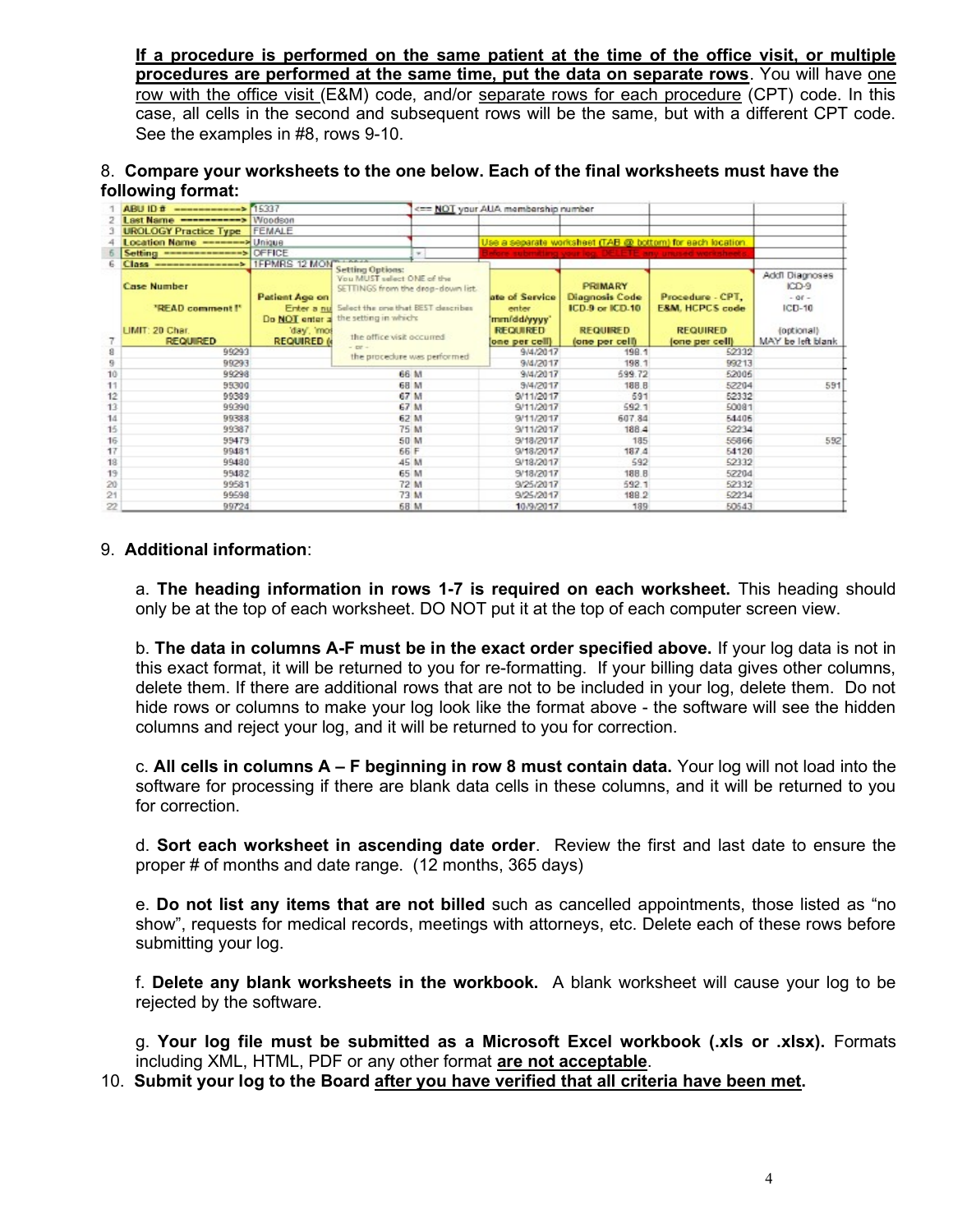**<u>If a procedure is performed on the same patient at the time of the office visit, or multiple procedures are performed at the same time, put the data on separate rows</u>.** You will have <u>one row with the office visit</u> (E&M) code, and/or <u>separate rows for each procedure</u> (CPT) code. In this case, all cells in the second and subsequent rows will be the same, but with a different CPT code. See the examples in #8, rows 9-10.

8. **Compare your worksheets to the one below. Each of the final worksheets must have the following format:**

| | A | B | C | D | E | F | G |
|---|---|---|---|---|---|---|---|
| 1 | ABU ID # ===========> | 15337 | <== NOT your AUA membership number | | | | |
| 2 | Last Name ==========> | Woodson | | | | | |
| 3 | UROLOGY Practice Type | FEMALE | | | | | |
| 4 | Location Name =======> | Unique | | Use a separate worksheet (TAB @ bottom) for each location | | | |
| 5 | Setting ============> | OFFICE | | Before submitting your log, DELETE any unused worksheets | | | |
| 6 | Class ==============> | 1FPMRS 12 MON... | Setting Options: You MUST select ONE of the SETTINGS from the drop-down list. Select the one that BEST describes the setting in which the office visit occurred - or - the procedure was performed | | | | |
| 7 | Case Number *READ comment !* LIMIT: 20 Char. REQUIRED | Patient Age on ... Enter a nu... Do NOT enter a 'day', 'mo... REQUIRED (... | | ...ate of Service enter 'mm/dd/yyyy' REQUIRED (one per cell) | PRIMARY Diagnosis Code ICD-9 or ICD-10 REQUIRED (one per cell) | Procedure - CPT, E&M, HCPCS code REQUIRED (one per cell) | Add'l Diagnoses ICD-9 - or - ICD-10 (optional) MAY be left blank |
| 8 | 99293 | | | 9/4/2017 | 198.1 | 52332 | |
| 9 | 99293 | | | 9/4/2017 | 198.1 | 99213 | |
| 10 | 99298 | 66 | M | 9/4/2017 | 599.72 | 52005 | |
| 11 | 99300 | 68 | M | 9/4/2017 | 188.8 | 52204 | 591 |
| 12 | 99389 | 67 | M | 9/11/2017 | 591 | 52332 | |
| 13 | 99390 | 67 | M | 9/11/2017 | 592.1 | 50081 | |
| 14 | 99388 | 62 | M | 9/11/2017 | 607.84 | 54406 | |
| 15 | 99387 | 75 | M | 9/11/2017 | 188.4 | 52234 | |
| 16 | 99479 | 50 | M | 9/18/2017 | 185 | 55866 | 592 |
| 17 | 99481 | 66 | F | 9/18/2017 | 187.4 | 54120 | |
| 18 | 99480 | 45 | M | 9/18/2017 | 592 | 52332 | |
| 19 | 99482 | 65 | M | 9/18/2017 | 188.8 | 52204 | |
| 20 | 99581 | 72 | M | 9/25/2017 | 592.1 | 52332 | |
| 21 | 99598 | 73 | M | 9/25/2017 | 188.2 | 52234 | |
| 22 | 99724 | 68 | M | 10/9/2017 | 189 | 50543 | |

9. **Additional information**:

   a. **The heading information in rows 1-7 is required on each worksheet.** This heading should only be at the top of each worksheet. DO NOT put it at the top of each computer screen view.

   b. **The data in columns A-F must be in the exact order specified above.** If your log data is not in this exact format, it will be returned to you for re-formatting. If your billing data gives other columns, delete them. If there are additional rows that are not to be included in your log, delete them. Do not hide rows or columns to make your log look like the format above - the software will see the hidden columns and reject your log, and it will be returned to you for correction.

   c. **All cells in columns A – F beginning in row 8 must contain data.** Your log will not load into the software for processing if there are blank data cells in these columns, and it will be returned to you for correction.

   d. **Sort each worksheet in ascending date order**. Review the first and last date to ensure the proper # of months and date range. (12 months, 365 days)

   e. **Do not list any items that are not billed** such as cancelled appointments, those listed as "no show", requests for medical records, meetings with attorneys, etc. Delete each of these rows before submitting your log.

   f. **Delete any blank worksheets in the workbook.** A blank worksheet will cause your log to be rejected by the software.

   g. **Your log file must be submitted as a Microsoft Excel workbook (.xls or .xlsx).** Formats including XML, HTML, PDF or any other format **<u>are not acceptable</u>**.

10. **Submit your log to the Board <u>after you have verified that all criteria have been met</u>.**